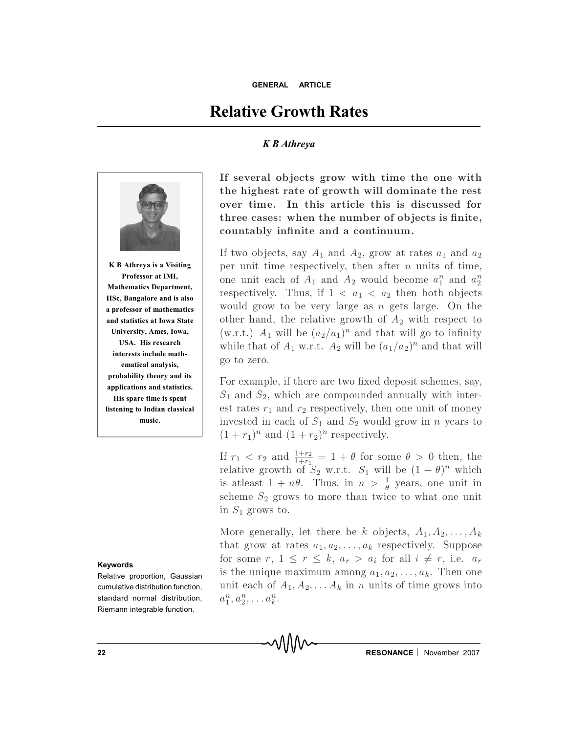# Relative Growth Rates

*K B Athreya*

**K B Athreya is a Visiting Professor at IMI, Mathematics Department, IISc, Bangalore and is also a professor of mathematics and statistics at Iowa State University, Ames, Iowa, USA. His research interests include mathematical analysis, probability theory and its applications and statistics. His spare time is spent listening to Indian classical music.**

**If several objects grow with time the one with the highest rate of growth will dominate the rest over time. In this article this is discussed for three cases: when the number of objects is finite, countably infinite and a continuum.**

If two objects, say $A_1$ and $A_2$, grow at rates $a_1$ and $a_2$ per unit time respectively, then after $n$ units of time, one unit each of $A_1$ and $A_2$ would become $a_1^n$ and $a_2^n$ respectively. Thus, if $1 < a_1 < a_2$ then both objects would grow to be very large as $n$ gets large. On the other hand, the relative growth of $A_2$ with respect to (w.r.t.) $A_1$ will be $(a_2/a_1)^n$ and that will go to infinity while that of $A_1$ w.r.t. $A_2$ will be $(a_1/a_2)^n$ and that will go to zero.

For example, if there are two fixed deposit schemes, say, $S_1$ and $S_2$, which are compounded annually with interest rates $r_1$ and $r_2$ respectively, then one unit of money invested in each of $S_1$ and $S_2$ would grow in $n$ years to $(1+r_1)^n$ and $(1+r_2)^n$ respectively.

If $r_1 < r_2$ and $\frac{1+r_2}{1+r_1} = 1 + \theta$ for some $\theta > 0$ then, the relative growth of $S_2$ w.r.t. $S_1$ will be $(1+\theta)^n$ which is atleast $1 + n\theta$. Thus, in $n > \frac{1}{\theta}$ years, one unit in scheme $S_2$ grows to more than twice to what one unit in $S_1$ grows to.

More generally, let there be $k$ objects, $A_1, A_2, \ldots, A_k$ that grow at rates $a_1, a_2, \ldots, a_k$ respectively. Suppose for some $r$, $1 \leq r \leq k$, $a_r > a_i$ for all $i \neq r$, i.e. $a_r$ is the unique maximum among $a_1, a_2, \ldots, a_k$. Then one unit each of $A_1, A_2, \ldots A_k$ in $n$ units of time grows into $a_1^n, a_2^n, \ldots a_k^n$.

**Keywords**

Relative proportion, Gaussian cumulative distribution function, standard normal distribution, Riemann integrable function.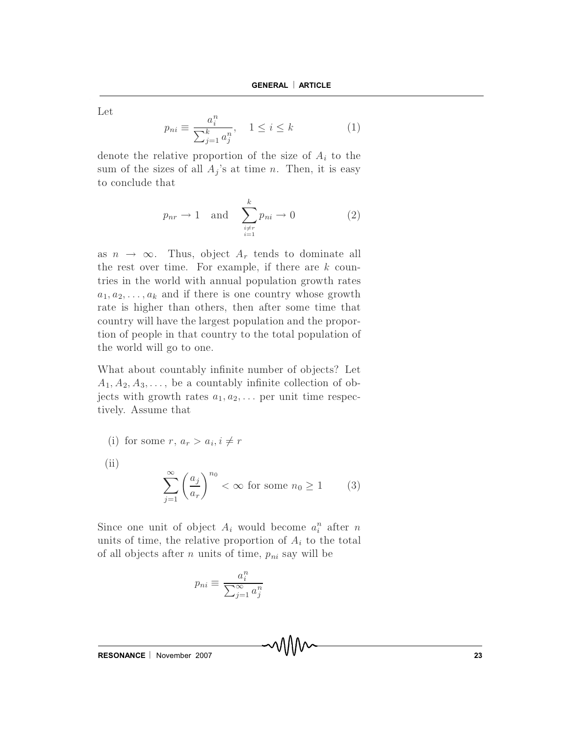Let

$$p_{ni} \equiv \frac{a_i^n}{\sum_{j=1}^{k} a_j^n}, \quad 1 \leq i \leq k \tag{1}$$

denote the relative proportion of the size of $A_i$ to the sum of the sizes of all $A_j$'s at time $n$. Then, it is easy to conclude that

$$p_{nr} \to 1 \quad \text{and} \quad \sum_{\substack{i \neq r \\ i=1}}^{k} p_{ni} \to 0 \tag{2}$$

as $n \to \infty$. Thus, object $A_r$ tends to dominate all the rest over time. For example, if there are $k$ countries in the world with annual population growth rates $a_1, a_2, \ldots, a_k$ and if there is one country whose growth rate is higher than others, then after some time that country will have the largest population and the proportion of people in that country to the total population of the world will go to one.

What about countably infinite number of objects? Let $A_1, A_2, A_3, \ldots,$ be a countably infinite collection of objects with growth rates $a_1, a_2, \ldots$ per unit time respectively. Assume that

(i) for some $r$, $a_r > a_i, i \neq r$

(ii)

$$\sum_{j=1}^{\infty} \left( \frac{a_j}{a_r} \right)^{n_0} < \infty \text{ for some } n_0 \geq 1 \tag{3}$$

Since one unit of object $A_i$ would become $a_i^n$ after $n$ units of time, the relative proportion of $A_i$ to the total of all objects after $n$ units of time, $p_{ni}$ say will be

$$p_{ni} \equiv \frac{a_i^n}{\sum_{j=1}^{\infty} a_j^n}$$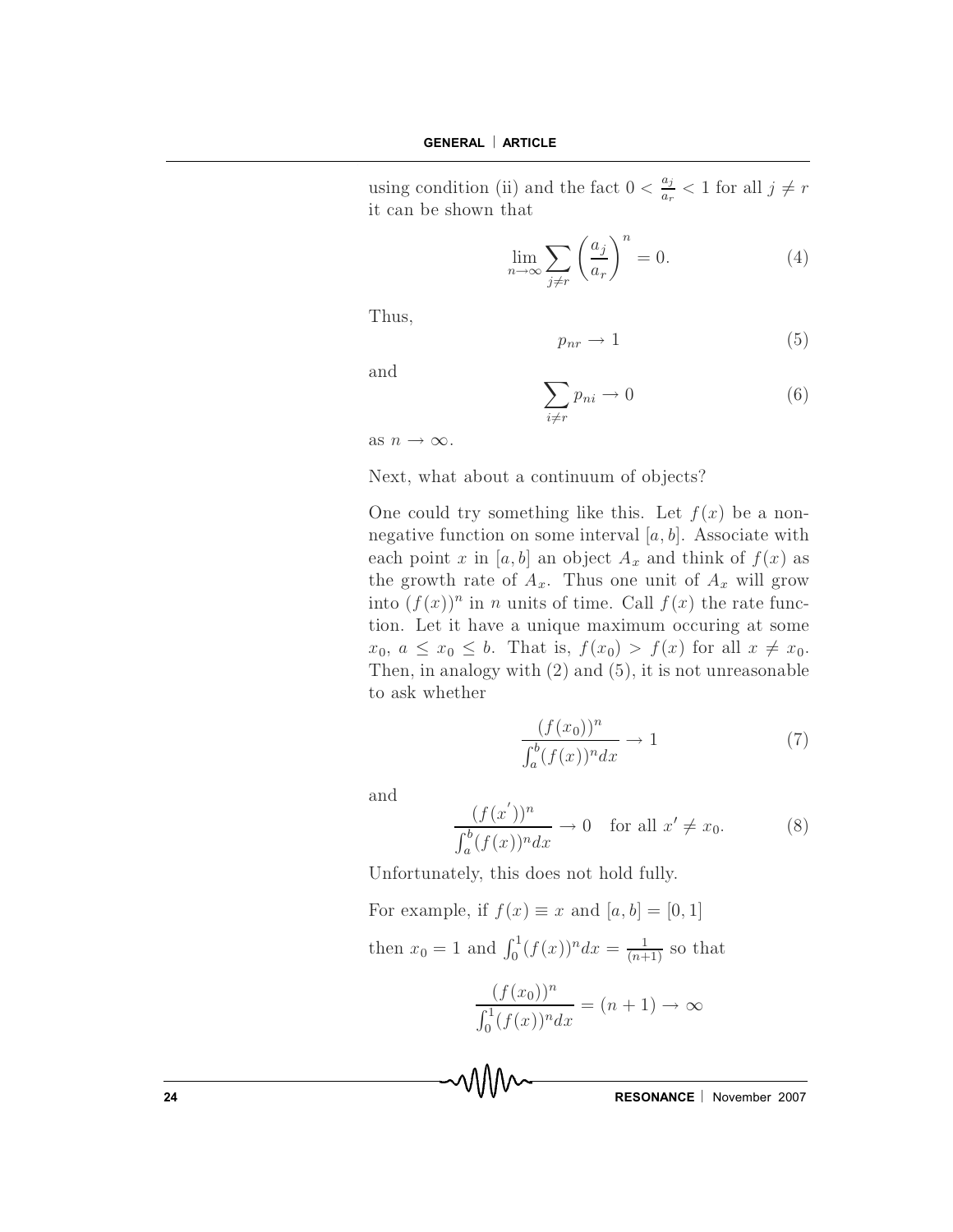using condition (ii) and the fact $0 < \frac{a_j}{a_r} < 1$ for all $j \neq r$ it can be shown that

$$\lim_{n\to\infty} \sum_{j\neq r} \left(\frac{a_j}{a_r}\right)^n = 0. \tag{4}$$

Thus,

$$p_{nr} \to 1 \tag{5}$$

and

$$\sum_{i\neq r} p_{ni} \to 0 \tag{6}$$

as $n \to \infty$.

Next, what about a continuum of objects?

One could try something like this. Let $f(x)$ be a non-negative function on some interval $[a, b]$. Associate with each point $x$ in $[a, b]$ an object $A_x$ and think of $f(x)$ as the growth rate of $A_x$. Thus one unit of $A_x$ will grow into $(f(x))^n$ in $n$ units of time. Call $f(x)$ the rate function. Let it have a unique maximum occuring at some $x_0$, $a \leq x_0 \leq b$. That is, $f(x_0) > f(x)$ for all $x \neq x_0$. Then, in analogy with (2) and (5), it is not unreasonable to ask whether

$$\frac{(f(x_0))^n}{\int_a^b (f(x))^n dx} \to 1 \tag{7}$$

and

$$\frac{(f(x^{'}))^n}{\int_a^b (f(x))^n dx} \to 0 \quad \text{for all } x' \neq x_0. \tag{8}$$

Unfortunately, this does not hold fully.

For example, if $f(x) \equiv x$ and $[a, b] = [0, 1]$

then $x_0 = 1$ and $\int_0^1 (f(x))^n dx = \frac{1}{(n+1)}$ so that

$$\frac{(f(x_0))^n}{\int_0^1 (f(x))^n dx} = (n + 1) \to \infty$$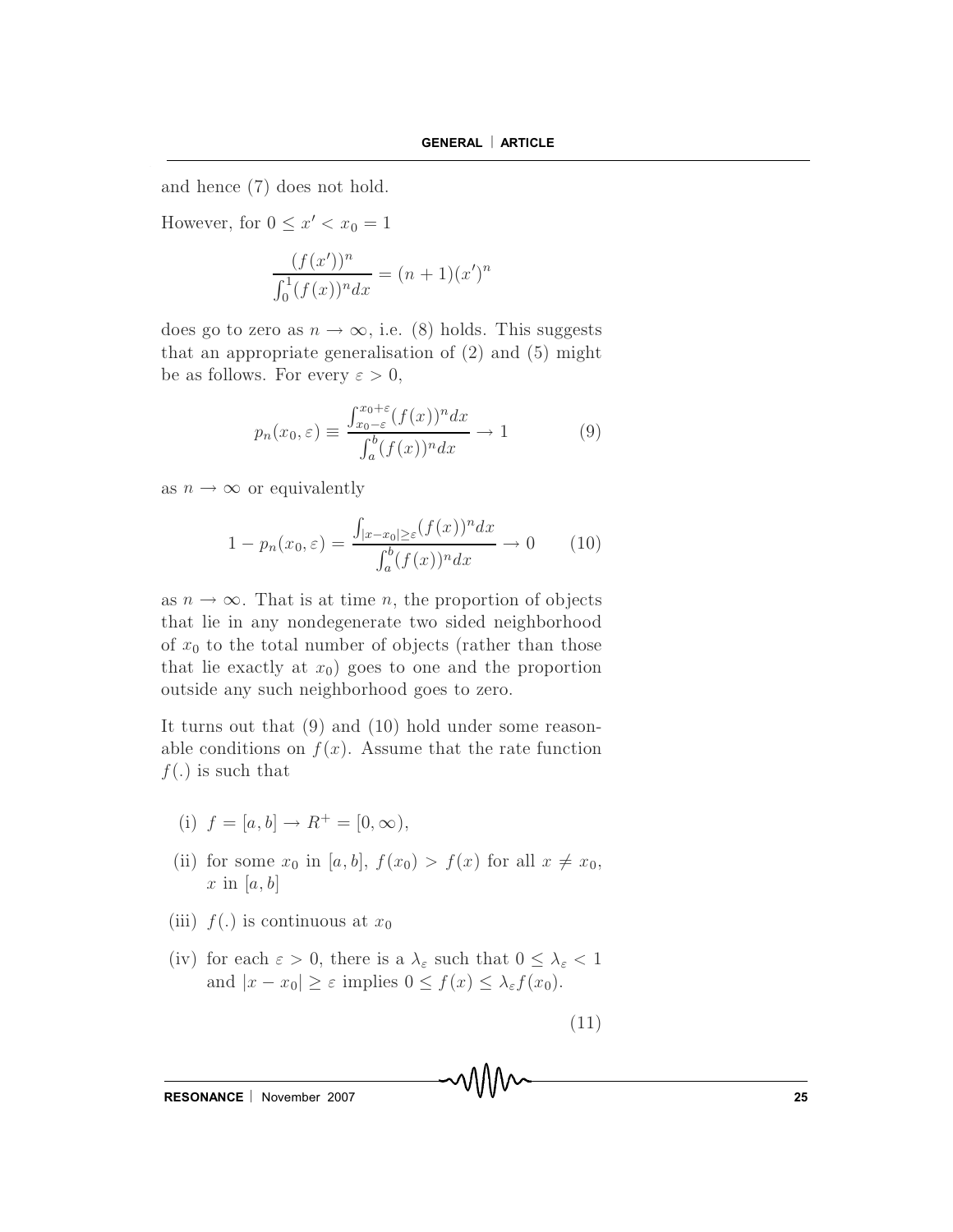and hence (7) does not hold.

However, for $0 \leq x' < x_0 = 1$

$$\frac{(f(x'))^n}{\int_0^1 (f(x))^n dx} = (n+1)(x')^n$$

does go to zero as $n \to \infty$, i.e. (8) holds. This suggests that an appropriate generalisation of (2) and (5) might be as follows. For every $\varepsilon > 0$,

$$p_n(x_0, \varepsilon) \equiv \frac{\int_{x_0-\varepsilon}^{x_0+\varepsilon} (f(x))^n dx}{\int_a^b (f(x))^n dx} \to 1 \qquad (9)$$

as $n \to \infty$ or equivalently

$$1 - p_n(x_0, \varepsilon) = \frac{\int_{|x-x_0| \geq \varepsilon} (f(x))^n dx}{\int_a^b (f(x))^n dx} \to 0 \qquad (10)$$

as $n \to \infty$. That is at time $n$, the proportion of objects that lie in any nondegenerate two sided neighborhood of $x_0$ to the total number of objects (rather than those that lie exactly at $x_0$) goes to one and the proportion outside any such neighborhood goes to zero.

It turns out that (9) and (10) hold under some reasonable conditions on $f(x)$. Assume that the rate function $f(.)$ is such that

(i) $f = [a, b] \to R^+ = [0, \infty)$,

(ii) for some $x_0$ in $[a, b]$, $f(x_0) > f(x)$ for all $x \neq x_0$, $x$ in $[a, b]$

(iii) $f(.)$ is continuous at $x_0$

(iv) for each $\varepsilon > 0$, there is a $\lambda_\varepsilon$ such that $0 \leq \lambda_\varepsilon < 1$ and $|x - x_0| \geq \varepsilon$ implies $0 \leq f(x) \leq \lambda_\varepsilon f(x_0)$.

(11)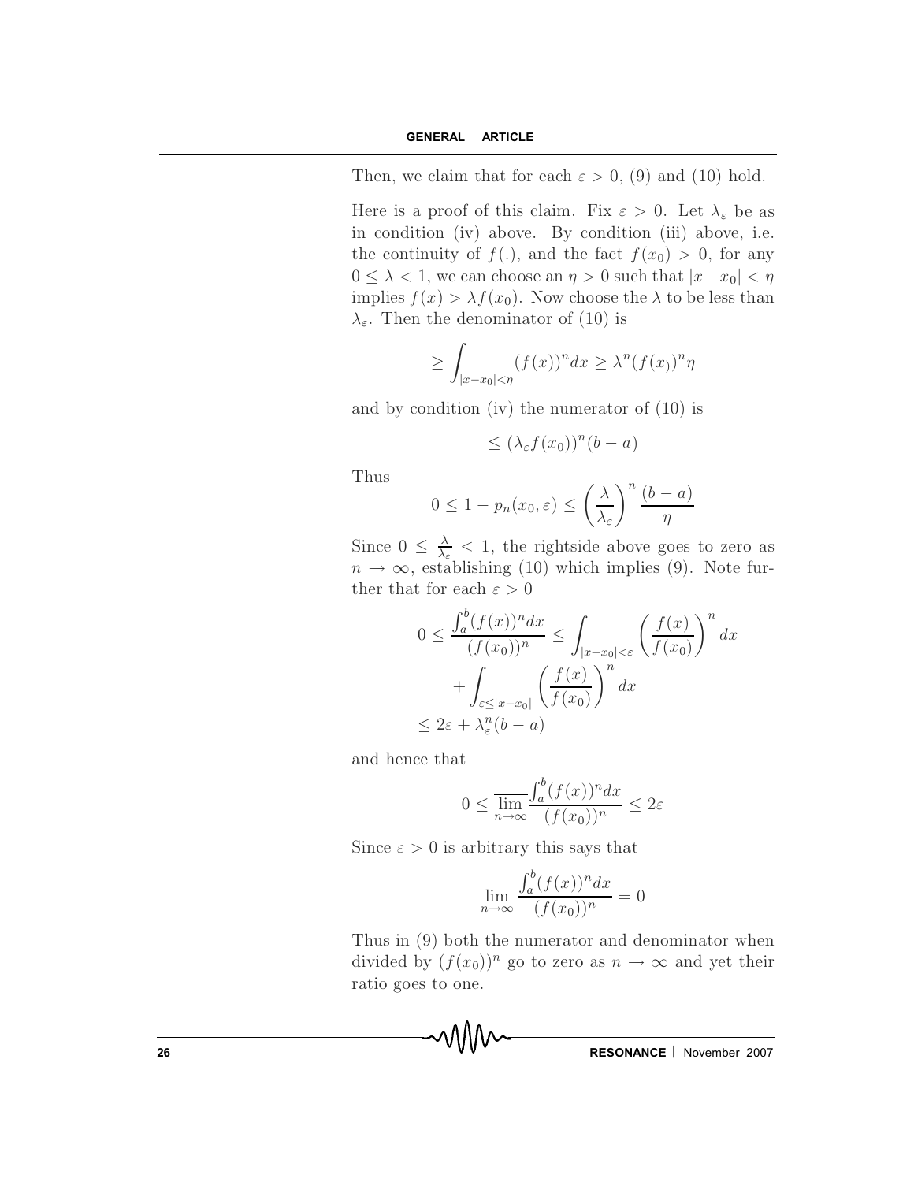Then, we claim that for each $\varepsilon > 0$, (9) and (10) hold.

Here is a proof of this claim. Fix $\varepsilon > 0$. Let $\lambda_\varepsilon$ be as in condition (iv) above. By condition (iii) above, i.e. the continuity of $f(.)$, and the fact $f(x_0) > 0$, for any $0 \leq \lambda < 1$, we can choose an $\eta > 0$ such that $|x - x_0| < \eta$ implies $f(x) > \lambda f(x_0)$. Now choose the $\lambda$ to be less than $\lambda_\varepsilon$. Then the denominator of (10) is

$$\geq \int_{|x-x_0|<\eta} (f(x))^n dx \geq \lambda^n (f(x_))^n \eta$$

and by condition (iv) the numerator of (10) is

$$\leq (\lambda_\varepsilon f(x_0))^n (b-a)$$

Thus

$$0 \leq 1 - p_n(x_0, \varepsilon) \leq \left(\frac{\lambda}{\lambda_\varepsilon}\right)^n \frac{(b-a)}{\eta}$$

Since $0 \leq \frac{\lambda}{\lambda_\varepsilon} < 1$, the rightside above goes to zero as $n \to \infty$, establishing (10) which implies (9). Note further that for each $\varepsilon > 0$

$$0 \leq \frac{\int_a^b (f(x))^n dx}{(f(x_0))^n} \leq \int_{|x-x_0|<\varepsilon} \left(\frac{f(x)}{f(x_0)}\right)^n dx + \int_{\varepsilon \leq |x-x_0|} \left(\frac{f(x)}{f(x_0)}\right)^n dx \leq 2\varepsilon + \lambda_\varepsilon^n (b-a)$$

and hence that

$$0 \leq \overline{\lim_{n\to\infty}} \frac{\int_a^b (f(x))^n dx}{(f(x_0))^n} \leq 2\varepsilon$$

Since $\varepsilon > 0$ is arbitrary this says that

$$\lim_{n\to\infty} \frac{\int_a^b (f(x))^n dx}{(f(x_0))^n} = 0$$

Thus in (9) both the numerator and denominator when divided by $(f(x_0))^n$ go to zero as $n \to \infty$ and yet their ratio goes to one.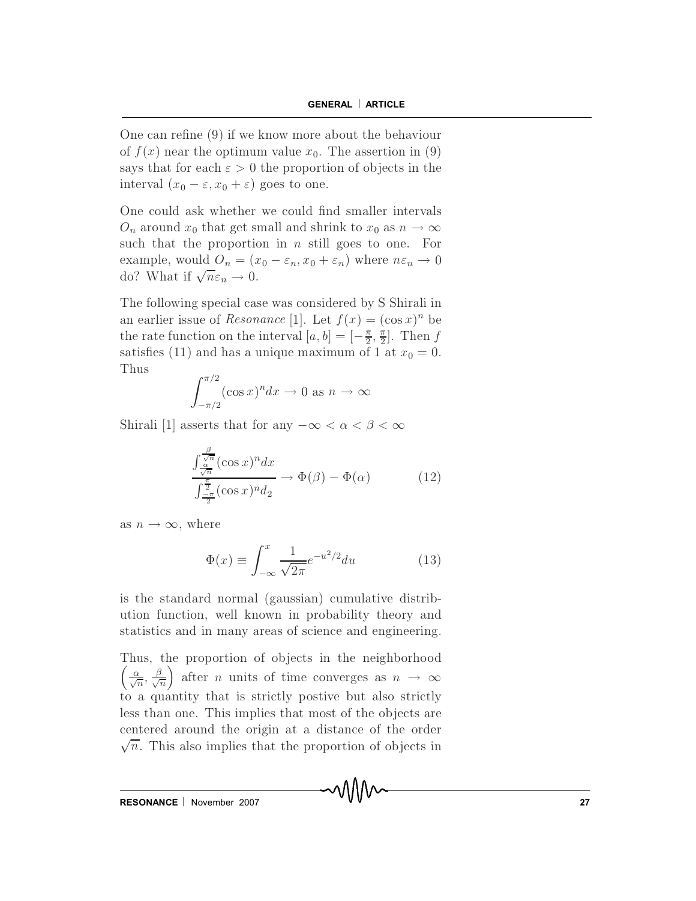One can refine (9) if we know more about the behaviour of $f(x)$ near the optimum value $x_0$. The assertion in (9) says that for each $\varepsilon > 0$ the proportion of objects in the interval $(x_0 - \varepsilon, x_0 + \varepsilon)$ goes to one.

One could ask whether we could find smaller intervals $O_n$ around $x_0$ that get small and shrink to $x_0$ as $n \to \infty$ such that the proportion in $n$ still goes to one. For example, would $O_n = (x_0 - \varepsilon_n, x_0 + \varepsilon_n)$ where $n\varepsilon_n \to 0$ do? What if $\sqrt{n}\varepsilon_n \to 0$.

The following special case was considered by S Shirali in an earlier issue of *Resonance* [1]. Let $f(x) = (\cos x)^n$ be the rate function on the interval $[a, b] = [-\frac{\pi}{2}, \frac{\pi}{2}]$. Then $f$ satisfies (11) and has a unique maximum of 1 at $x_0 = 0$. Thus

$$\int_{-\pi/2}^{\pi/2} (\cos x)^n dx \to 0 \text{ as } n \to \infty$$

Shirali [1] asserts that for any $-\infty < \alpha < \beta < \infty$

$$\frac{\int_{\frac{\alpha}{\sqrt{n}}}^{\frac{\beta}{\sqrt{n}}} (\cos x)^n dx}{\int_{\frac{-\pi}{2}}^{\frac{\pi}{2}} (\cos x)^n d_2} \to \Phi(\beta) - \Phi(\alpha) \tag{12}$$

as $n \to \infty$, where

$$\Phi(x) \equiv \int_{-\infty}^{x} \frac{1}{\sqrt{2\pi}} e^{-u^2/2} du \tag{13}$$

is the standard normal (gaussian) cumulative distribution function, well known in probability theory and statistics and in many areas of science and engineering.

Thus, the proportion of objects in the neighborhood $\left(\frac{\alpha}{\sqrt{n}}, \frac{\beta}{\sqrt{n}}\right)$ after $n$ units of time converges as $n \to \infty$ to a quantity that is strictly postive but also strictly less than one. This implies that most of the objects are centered around the origin at a distance of the order $\sqrt{n}$. This also implies that the proportion of objects in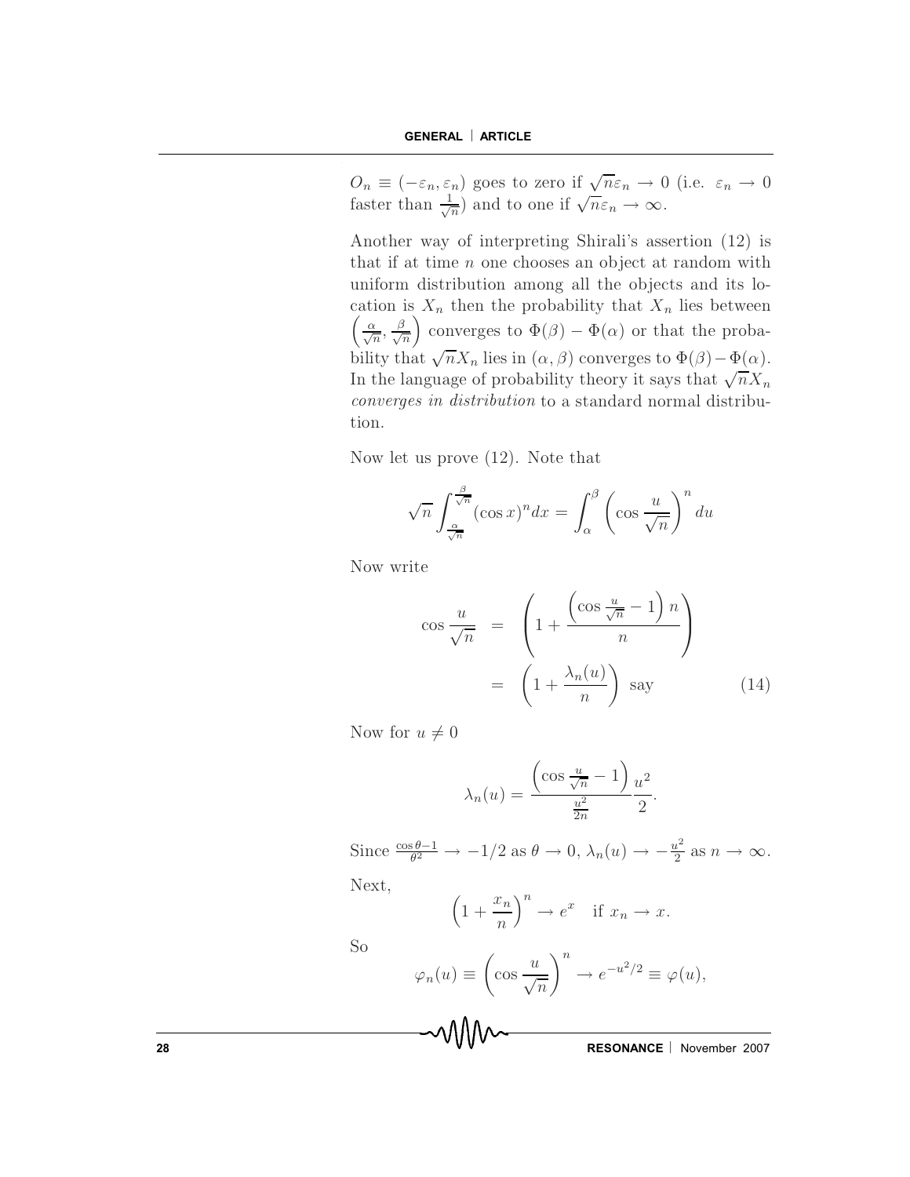$O_n \equiv (-\varepsilon_n, \varepsilon_n)$ goes to zero if $\sqrt{n}\varepsilon_n \to 0$ (i.e. $\varepsilon_n \to 0$ faster than $\frac{1}{\sqrt{n}}$) and to one if $\sqrt{n}\varepsilon_n \to \infty$.

Another way of interpreting Shirali's assertion (12) is that if at time $n$ one chooses an object at random with uniform distribution among all the objects and its location is $X_n$ then the probability that $X_n$ lies between $\left(\frac{\alpha}{\sqrt{n}}, \frac{\beta}{\sqrt{n}}\right)$ converges to $\Phi(\beta) - \Phi(\alpha)$ or that the probability that $\sqrt{n}X_n$ lies in $(\alpha, \beta)$ converges to $\Phi(\beta) - \Phi(\alpha)$. In the language of probability theory it says that $\sqrt{n}X_n$ *converges in distribution* to a standard normal distribution.

Now let us prove (12). Note that

$$\sqrt{n}\int_{\frac{\alpha}{\sqrt{n}}}^{\frac{\beta}{\sqrt{n}}} (\cos x)^n dx = \int_{\alpha}^{\beta} \left(\cos \frac{u}{\sqrt{n}}\right)^n du$$

Now write

$$\begin{aligned} \cos \frac{u}{\sqrt{n}} &= \left(1 + \frac{\left(\cos \frac{u}{\sqrt{n}} - 1\right) n}{n}\right) \\ &= \left(1 + \frac{\lambda_n(u)}{n}\right) \text{ say} \end{aligned} \tag{14}$$

Now for $u \neq 0$

$$\lambda_n(u) = \frac{\left(\cos \frac{u}{\sqrt{n}} - 1\right)}{\frac{u^2}{2n}} \frac{u^2}{2}.$$

Since $\frac{\cos\theta - 1}{\theta^2} \to -1/2$ as $\theta \to 0$, $\lambda_n(u) \to -\frac{u^2}{2}$ as $n \to \infty$.

Next,

$$\left(1 + \frac{x_n}{n}\right)^n \to e^x \quad \text{if } x_n \to x.$$

So

$$\varphi_n(u) \equiv \left(\cos \frac{u}{\sqrt{n}}\right)^n \to e^{-u^2/2} \equiv \varphi(u),$$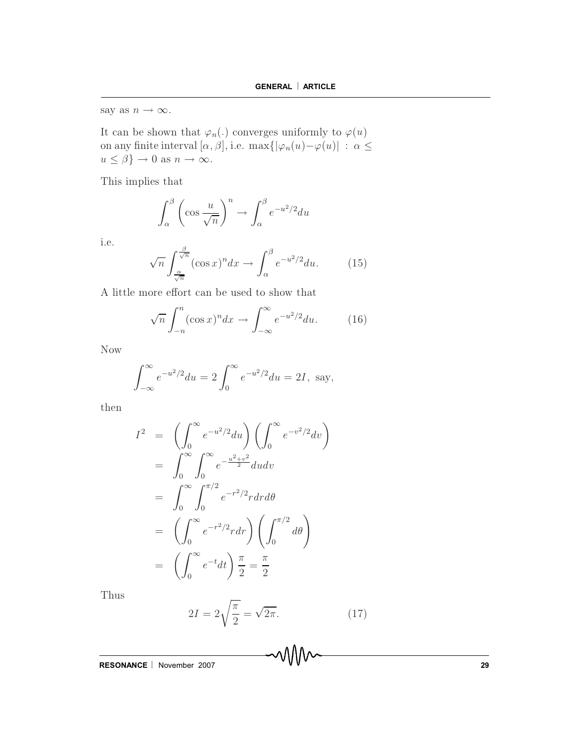say as $n \to \infty$.

It can be shown that $\varphi_n(.)$ converges uniformly to $\varphi(u)$ on any finite interval $[\alpha, \beta]$, i.e. $\max\{|\varphi_n(u) - \varphi(u)| : \alpha \leq u \leq \beta\} \to 0$ as $n \to \infty$.

This implies that

$$\int_{\alpha}^{\beta} \left(\cos \frac{u}{\sqrt{n}}\right)^n \to \int_{\alpha}^{\beta} e^{-u^2/2} du$$

i.e.

$$\sqrt{n} \int_{\frac{\alpha}{\sqrt{n}}}^{\frac{\beta}{\sqrt{n}}} (\cos x)^n dx \to \int_{\alpha}^{\beta} e^{-u^2/2} du. \tag{15}$$

A little more effort can be used to show that

$$\sqrt{n} \int_{-n}^{n} (\cos x)^n dx \to \int_{-\infty}^{\infty} e^{-u^2/2} du. \tag{16}$$

Now

$$\int_{-\infty}^{\infty} e^{-u^2/2} du = 2 \int_{0}^{\infty} e^{-u^2/2} du = 2I, \text{ say,}$$

then

$$\begin{aligned}
I^2 &= \left(\int_0^\infty e^{-u^2/2} du\right) \left(\int_0^\infty e^{-v^2/2} dv\right) \\
&= \int_0^\infty \int_0^\infty e^{-\frac{u^2+v^2}{2}} du dv \\
&= \int_0^\infty \int_0^{\pi/2} e^{-r^2/2} r dr d\theta \\
&= \left(\int_0^\infty e^{-r^2/2} r dr\right) \left(\int_0^{\pi/2} d\theta\right) \\
&= \left(\int_0^\infty e^{-t} dt\right) \frac{\pi}{2} = \frac{\pi}{2}
\end{aligned}$$

Thus

$$2I = 2\sqrt{\frac{\pi}{2}} = \sqrt{2\pi}. \tag{17}$$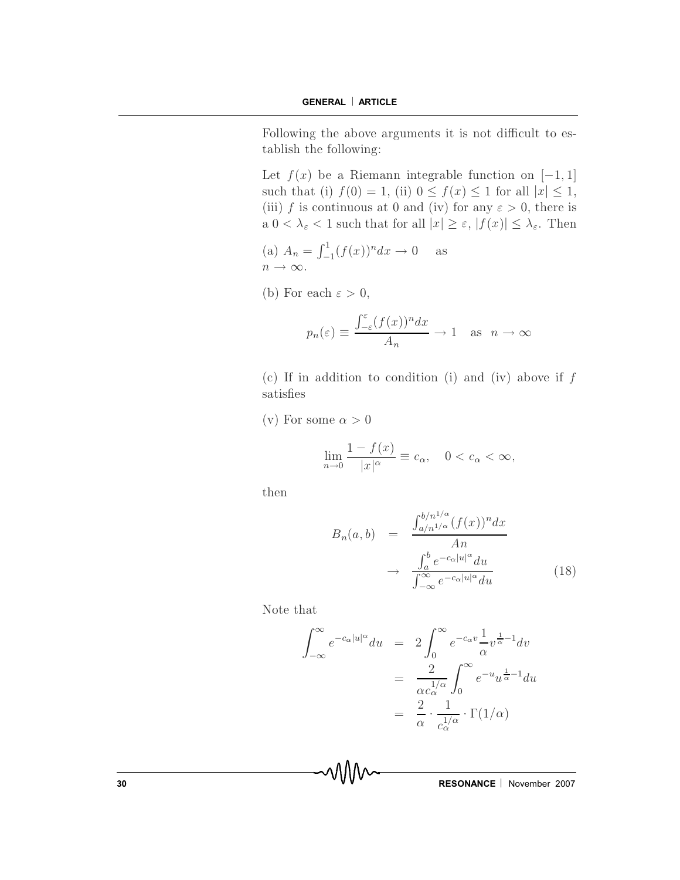Following the above arguments it is not difficult to establish the following:

Let $f(x)$ be a Riemann integrable function on $[-1, 1]$ such that (i) $f(0) = 1$, (ii) $0 \leq f(x) \leq 1$ for all $|x| \leq 1$, (iii) $f$ is continuous at 0 and (iv) for any $\varepsilon > 0$, there is a $0 < \lambda_\varepsilon < 1$ such that for all $|x| \geq \varepsilon$, $|f(x)| \leq \lambda_\varepsilon$. Then

(a) $A_n = \int_{-1}^{1} (f(x))^n dx \to 0$ as $n \to \infty$.

(b) For each $\varepsilon > 0$,

$$p_n(\varepsilon) \equiv \frac{\int_{-\varepsilon}^{\varepsilon} (f(x))^n dx}{A_n} \to 1 \quad \text{as} \quad n \to \infty$$

(c) If in addition to condition (i) and (iv) above if $f$ satisfies

(v) For some $\alpha > 0$

$$\lim_{n \to 0} \frac{1 - f(x)}{|x|^\alpha} \equiv c_\alpha, \quad 0 < c_\alpha < \infty,$$

then

$$\begin{aligned} B_n(a, b) &= \frac{\int_{a/n^{1/\alpha}}^{b/n^{1/\alpha}} (f(x))^n dx}{An} \\ &\to \frac{\int_a^b e^{-c_\alpha |u|^\alpha} du}{\int_{-\infty}^{\infty} e^{-c_\alpha |u|^\alpha} du} \end{aligned} \tag{18}$$

Note that

$$\begin{aligned} \int_{-\infty}^{\infty} e^{-c_\alpha |u|^\alpha} du &= 2 \int_0^\infty e^{-c_\alpha v} \frac{1}{\alpha} v^{\frac{1}{\alpha} - 1} dv \\ &= \frac{2}{\alpha c_\alpha^{1/\alpha}} \int_0^\infty e^{-u} u^{\frac{1}{\alpha} - 1} du \\ &= \frac{2}{\alpha} \cdot \frac{1}{c_\alpha^{\frac{1}{\alpha}}} \cdot \Gamma(1/\alpha) \end{aligned}$$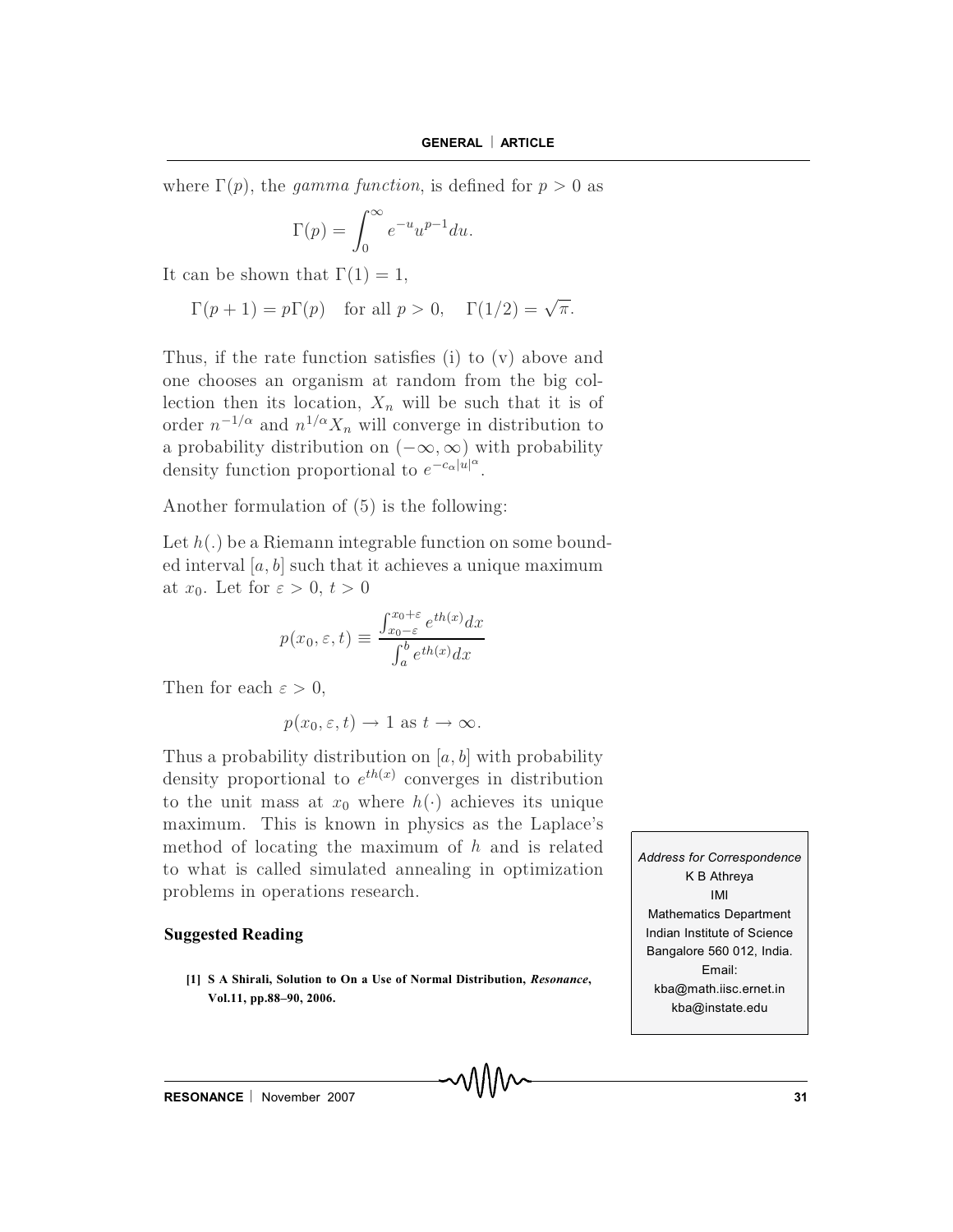where $\Gamma(p)$, the *gamma function*, is defined for $p > 0$ as

$$\Gamma(p) = \int_0^\infty e^{-u} u^{p-1} du.$$

It can be shown that $\Gamma(1) = 1$,

$$\Gamma(p+1) = p\Gamma(p) \quad \text{for all } p > 0, \quad \Gamma(1/2) = \sqrt{\pi}.$$

Thus, if the rate function satisfies (i) to (v) above and one chooses an organism at random from the big collection then its location, $X_n$ will be such that it is of order $n^{-1/\alpha}$ and $n^{1/\alpha} X_n$ will converge in distribution to a probability distribution on $(-\infty, \infty)$ with probability density function proportional to $e^{-c_\alpha |u|^\alpha}$.

Another formulation of (5) is the following:

Let $h(.)$ be a Riemann integrable function on some bounded interval $[a, b]$ such that it achieves a unique maximum at $x_0$. Let for $\varepsilon > 0$, $t > 0$

$$p(x_0, \varepsilon, t) \equiv \frac{\int_{x_0-\varepsilon}^{x_0+\varepsilon} e^{th(x)} dx}{\int_a^b e^{th(x)} dx}$$

Then for each $\varepsilon > 0$,

$$p(x_0, \varepsilon, t) \to 1 \text{ as } t \to \infty.$$

Thus a probability distribution on $[a, b]$ with probability density proportional to $e^{th(x)}$ converges in distribution to the unit mass at $x_0$ where $h(\cdot)$ achieves its unique maximum. This is known in physics as the Laplace's method of locating the maximum of $h$ and is related to what is called simulated annealing in optimization problems in operations research.

## Suggested Reading

**[1] S A Shirali, Solution to On a Use of Normal Distribution, *Resonance*, Vol.11, pp.88–90, 2006.**

*Address for Correspondence*
K B Athreya
IMI
Mathematics Department
Indian Institute of Science
Bangalore 560 012, India.
Email:
kba@math.iisc.ernet.in
kba@instate.edu